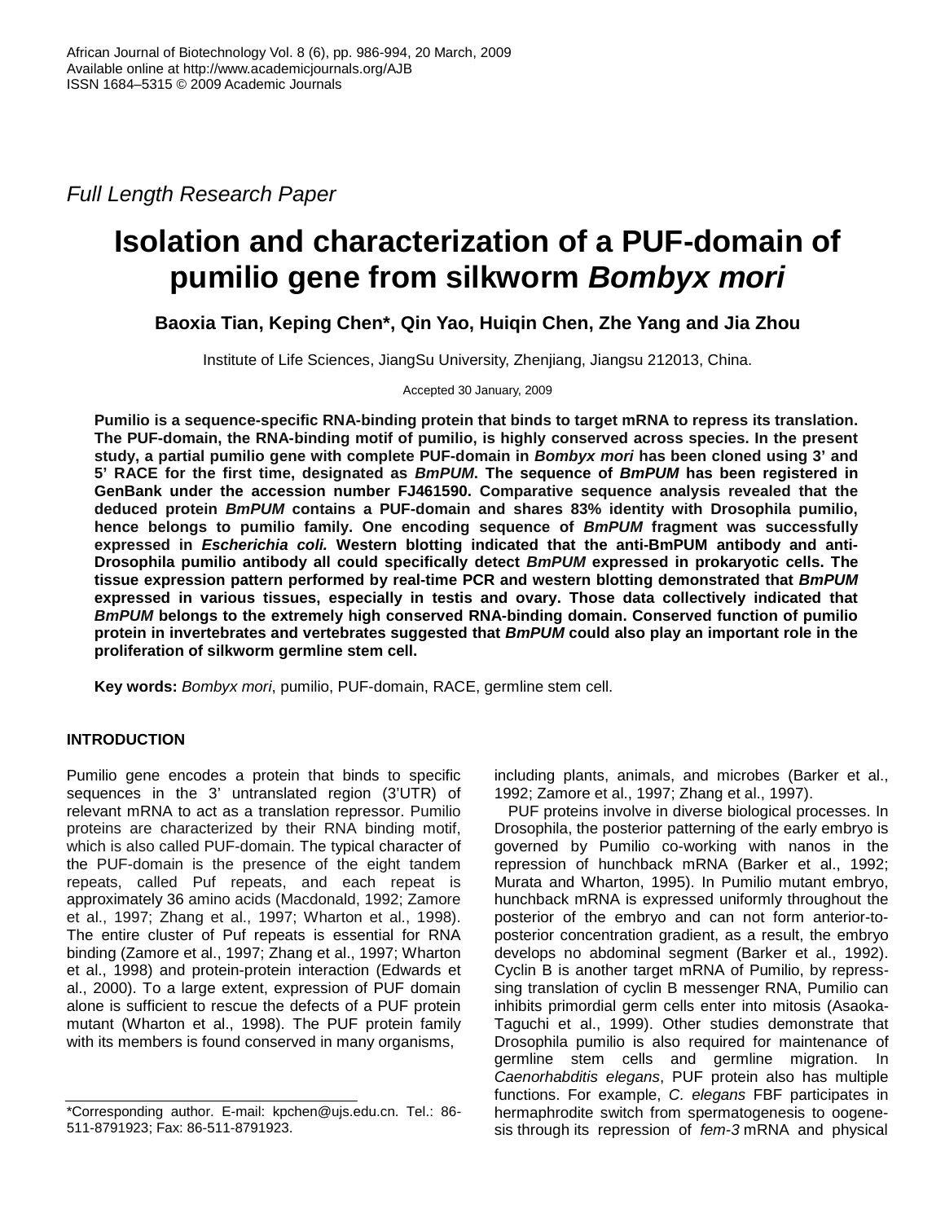Full Length Research Paper

# Isolation and characterization of a PUF-domain of pumilio gene from silkworm *Bombyx mori*

**Baoxia Tian, Keping Chen*, Qin Yao, Huiqin Chen, Zhe Yang and Jia Zhou**

Institute of Life Sciences, JiangSu University, Zhenjiang, Jiangsu 212013, China.

Accepted 30 January, 2009

**Pumilio is a sequence-specific RNA-binding protein that binds to target mRNA to repress its translation. The PUF-domain, the RNA-binding motif of pumilio, is highly conserved across species. In the present study, a partial pumilio gene with complete PUF-domain in *Bombyx mori* has been cloned using 3' and 5' RACE for the first time, designated as *BmPUM*. The sequence of *BmPUM* has been registered in GenBank under the accession number FJ461590. Comparative sequence analysis revealed that the deduced protein *BmPUM* contains a PUF-domain and shares 83% identity with Drosophila pumilio, hence belongs to pumilio family. One encoding sequence of *BmPUM* fragment was successfully expressed in *Escherichia coli.* Western blotting indicated that the anti-BmPUM antibody and anti-Drosophila pumilio antibody all could specifically detect *BmPUM* expressed in prokaryotic cells. The tissue expression pattern performed by real-time PCR and western blotting demonstrated that *BmPUM* expressed in various tissues, especially in testis and ovary. Those data collectively indicated that *BmPUM* belongs to the extremely high conserved RNA-binding domain. Conserved function of pumilio protein in invertebrates and vertebrates suggested that *BmPUM* could also play an important role in the proliferation of silkworm germline stem cell.**

**Key words:** *Bombyx mori*, pumilio, PUF-domain, RACE, germline stem cell.

## INTRODUCTION

Pumilio gene encodes a protein that binds to specific sequences in the 3' untranslated region (3'UTR) of relevant mRNA to act as a translation repressor. Pumilio proteins are characterized by their RNA binding motif, which is also called PUF-domain. The typical character of the PUF-domain is the presence of the eight tandem repeats, called Puf repeats, and each repeat is approximately 36 amino acids (Macdonald, 1992; Zamore et al., 1997; Zhang et al., 1997; Wharton et al., 1998). The entire cluster of Puf repeats is essential for RNA binding (Zamore et al., 1997; Zhang et al., 1997; Wharton et al., 1998) and protein-protein interaction (Edwards et al., 2000). To a large extent, expression of PUF domain alone is sufficient to rescue the defects of a PUF protein mutant (Wharton et al., 1998). The PUF protein family with its members is found conserved in many organisms, including plants, animals, and microbes (Barker et al., 1992; Zamore et al., 1997; Zhang et al., 1997).

PUF proteins involve in diverse biological processes. In Drosophila, the posterior patterning of the early embryo is governed by Pumilio co-working with nanos in the repression of hunchback mRNA (Barker et al., 1992; Murata and Wharton, 1995). In Pumilio mutant embryo, hunchback mRNA is expressed uniformly throughout the posterior of the embryo and can not form anterior-to-posterior concentration gradient, as a result, the embryo develops no abdominal segment (Barker et al., 1992). Cyclin B is another target mRNA of Pumilio, by repressing translation of cyclin B messenger RNA, Pumilio can inhibits primordial germ cells enter into mitosis (Asaoka-Taguchi et al., 1999). Other studies demonstrate that Drosophila pumilio is also required for maintenance of germline stem cells and germline migration. In *Caenorhabditis elegans*, PUF protein also has multiple functions. For example, *C. elegans* FBF participates in hermaphrodite switch from spermatogenesis to oogenesis through its repression of *fem-3* mRNA and physical

*Corresponding author. E-mail: kpchen@ujs.edu.cn. Tel.: 86-511-8791923; Fax: 86-511-8791923.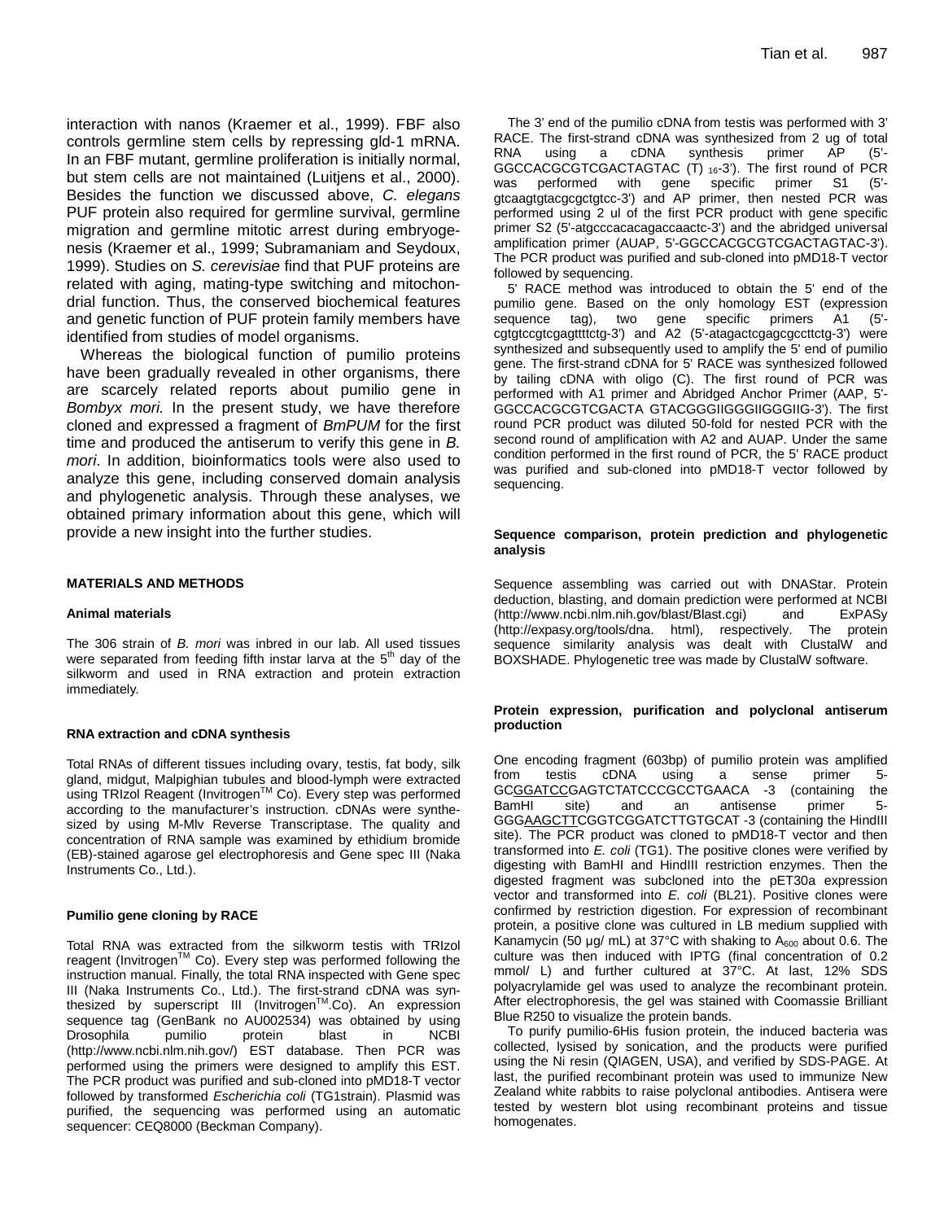interaction with nanos (Kraemer et al., 1999). FBF also controls germline stem cells by repressing gld-1 mRNA. In an FBF mutant, germline proliferation is initially normal, but stem cells are not maintained (Luitjens et al., 2000). Besides the function we discussed above, *C. elegans* PUF protein also required for germline survival, germline migration and germline mitotic arrest during embryogenesis (Kraemer et al., 1999; Subramaniam and Seydoux, 1999). Studies on *S. cerevisiae* find that PUF proteins are related with aging, mating-type switching and mitochondrial function. Thus, the conserved biochemical features and genetic function of PUF protein family members have identified from studies of model organisms.

Whereas the biological function of pumilio proteins have been gradually revealed in other organisms, there are scarcely related reports about pumilio gene in *Bombyx mori.* In the present study, we have therefore cloned and expressed a fragment of *BmPUM* for the first time and produced the antiserum to verify this gene in *B. mori*. In addition, bioinformatics tools were also used to analyze this gene, including conserved domain analysis and phylogenetic analysis. Through these analyses, we obtained primary information about this gene, which will provide a new insight into the further studies.

## MATERIALS AND METHODS

### Animal materials

The 306 strain of *B. mori* was inbred in our lab. All used tissues were separated from feeding fifth instar larva at the 5th day of the silkworm and used in RNA extraction and protein extraction immediately.

### RNA extraction and cDNA synthesis

Total RNAs of different tissues including ovary, testis, fat body, silk gland, midgut, Malpighian tubules and blood-lymph were extracted using TRIzol Reagent (InvitrogenTM Co). Every step was performed according to the manufacturer's instruction. cDNAs were synthesized by using M-Mlv Reverse Transcriptase. The quality and concentration of RNA sample was examined by ethidium bromide (EB)-stained agarose gel electrophoresis and Gene spec III (Naka Instruments Co., Ltd.).

### Pumilio gene cloning by RACE

Total RNA was extracted from the silkworm testis with TRIzol reagent (InvitrogenTM Co). Every step was performed following the instruction manual. Finally, the total RNA inspected with Gene spec III (Naka Instruments Co., Ltd.). The first-strand cDNA was synthesized by superscript III (InvitrogenTM.Co). An expression sequence tag (GenBank no AU002534) was obtained by using Drosophila pumilio protein blast in NCBI (http://www.ncbi.nlm.nih.gov/) EST database. Then PCR was performed using the primers were designed to amplify this EST. The PCR product was purified and sub-cloned into pMD18-T vector followed by transformed *Escherichia coli* (TG1strain). Plasmid was purified, the sequencing was performed using an automatic sequencer: CEQ8000 (Beckman Company).

The 3' end of the pumilio cDNA from testis was performed with 3' RACE. The first-strand cDNA was synthesized from 2 ug of total RNA using a cDNA synthesis primer AP (5'-GGCCACGCGTCGACTAGTAC (T) $_{16}$-3'). The first round of PCR was performed with gene specific primer S1 (5'-gtcaagtgtacgcgctgtcc-3') and AP primer, then nested PCR was performed using 2 ul of the first PCR product with gene specific primer S2 (5'-atgcccacacagaccaactc-3') and the abridged universal amplification primer (AUAP, 5'-GGCCACGCGTCGACTAGTAC-3'). The PCR product was purified and sub-cloned into pMD18-T vector followed by sequencing.

5' RACE method was introduced to obtain the 5' end of the pumilio gene. Based on the only homology EST (expression sequence tag), two gene specific primers A1 (5'-cgtgtccgtcgagttttctg-3') and A2 (5'-atagactcgagcgccttctg-3') were synthesized and subsequently used to amplify the 5' end of pumilio gene. The first-strand cDNA for 5' RACE was synthesized followed by tailing cDNA with oligo (C). The first round of PCR was performed with A1 primer and Abridged Anchor Primer (AAP, 5'-GGCCACGCGTCGACTA GTACGGGIIGGGIIGGGIIG-3'). The first round PCR product was diluted 50-fold for nested PCR with the second round of amplification with A2 and AUAP. Under the same condition performed in the first round of PCR, the 5' RACE product was purified and sub-cloned into pMD18-T vector followed by sequencing.

### Sequence comparison, protein prediction and phylogenetic analysis

Sequence assembling was carried out with DNAStar. Protein deduction, blasting, and domain prediction were performed at NCBI (http://www.ncbi.nlm.nih.gov/blast/Blast.cgi) and ExPASy (http://expasy.org/tools/dna. html), respectively. The protein sequence similarity analysis was dealt with ClustalW and BOXSHADE. Phylogenetic tree was made by ClustalW software.

### Protein expression, purification and polyclonal antiserum production

One encoding fragment (603bp) of pumilio protein was amplified from testis cDNA using a sense primer 5-GCGGATCCGAGTCTATCCCGCCTGAACA -3 (containing the BamHI site) and an antisense primer 5-GGGAAGCTTCGGTCGGATCTTGTGCAT -3 (containing the HindIII site). The PCR product was cloned to pMD18-T vector and then transformed into *E. coli* (TG1). The positive clones were verified by digesting with BamHI and HindIII restriction enzymes. Then the digested fragment was subcloned into the pET30a expression vector and transformed into *E. coli* (BL21). Positive clones were confirmed by restriction digestion. For expression of recombinant protein, a positive clone was cultured in LB medium supplied with Kanamycin (50 μg/ mL) at 37°C with shaking to $A_{600}$ about 0.6. The culture was then induced with IPTG (final concentration of 0.2 mmol/ L) and further cultured at 37°C. At last, 12% SDS polyacrylamide gel was used to analyze the recombinant protein. After electrophoresis, the gel was stained with Coomassie Brilliant Blue R250 to visualize the protein bands.

To purify pumilio-6His fusion protein, the induced bacteria was collected, lysised by sonication, and the products were purified using the Ni resin (QIAGEN, USA), and verified by SDS-PAGE. At last, the purified recombinant protein was used to immunize New Zealand white rabbits to raise polyclonal antibodies. Antisera were tested by western blot using recombinant proteins and tissue homogenates.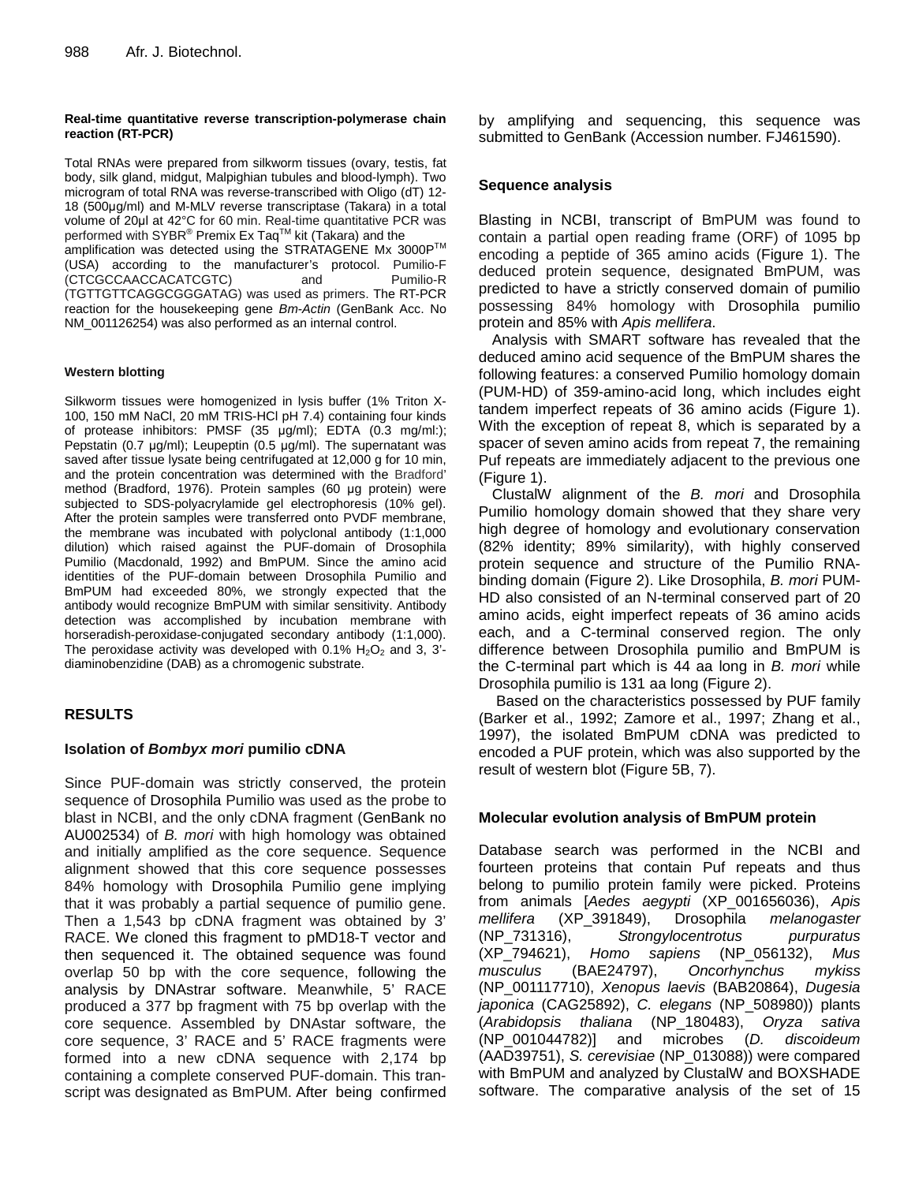#### Real-time quantitative reverse transcription-polymerase chain reaction (RT-PCR)

Total RNAs were prepared from silkworm tissues (ovary, testis, fat body, silk gland, midgut, Malpighian tubules and blood-lymph). Two microgram of total RNA was reverse-transcribed with Oligo (dT) 12-18 (500µg/ml) and M-MLV reverse transcriptase (Takara) in a total volume of 20µl at 42°C for 60 min. Real-time quantitative PCR was performed with SYBR® Premix Ex Taq™ kit (Takara) and the amplification was detected using the STRATAGENE Mx 3000P™ (USA) according to the manufacturer's protocol. Pumilio-F (CTCGCCAACCACATCGTC) and Pumilio-R (TGTTGTTCAGGCGGGATAG) was used as primers. The RT-PCR reaction for the housekeeping gene *Bm-Actin* (GenBank Acc. No NM_001126254) was also performed as an internal control.

#### Western blotting

Silkworm tissues were homogenized in lysis buffer (1% Triton X-100, 150 mM NaCl, 20 mM TRIS-HCl pH 7.4) containing four kinds of protease inhibitors: PMSF (35 µg/ml); EDTA (0.3 mg/ml:); Pepstatin (0.7 µg/ml); Leupeptin (0.5 µg/ml). The supernatant was saved after tissue lysate being centrifugated at 12,000 g for 10 min, and the protein concentration was determined with the Bradford' method (Bradford, 1976). Protein samples (60 µg protein) were subjected to SDS-polyacrylamide gel electrophoresis (10% gel). After the protein samples were transferred onto PVDF membrane, the membrane was incubated with polyclonal antibody (1:1,000 dilution) which raised against the PUF-domain of Drosophila Pumilio (Macdonald, 1992) and BmPUM. Since the amino acid identities of the PUF-domain between Drosophila Pumilio and BmPUM had exceeded 80%, we strongly expected that the antibody would recognize BmPUM with similar sensitivity. Antibody detection was accomplished by incubation membrane with horseradish-peroxidase-conjugated secondary antibody (1:1,000). The peroxidase activity was developed with 0.1% $H_2O_2$ and 3, 3'-diaminobenzidine (DAB) as a chromogenic substrate.

## RESULTS

### Isolation of *Bombyx mori* pumilio cDNA

Since PUF-domain was strictly conserved, the protein sequence of Drosophila Pumilio was used as the probe to blast in NCBI, and the only cDNA fragment (GenBank no AU002534) of *B. mori* with high homology was obtained and initially amplified as the core sequence. Sequence alignment showed that this core sequence possesses 84% homology with Drosophila Pumilio gene implying that it was probably a partial sequence of pumilio gene. Then a 1,543 bp cDNA fragment was obtained by 3' RACE. We cloned this fragment to pMD18-T vector and then sequenced it. The obtained sequence was found overlap 50 bp with the core sequence, following the analysis by DNAstrar software. Meanwhile, 5' RACE produced a 377 bp fragment with 75 bp overlap with the core sequence. Assembled by DNAstar software, the core sequence, 3' RACE and 5' RACE fragments were formed into a new cDNA sequence with 2,174 bp containing a complete conserved PUF-domain. This transcript was designated as BmPUM. After being confirmed by amplifying and sequencing, this sequence was submitted to GenBank (Accession number. FJ461590).

### Sequence analysis

Blasting in NCBI, transcript of BmPUM was found to contain a partial open reading frame (ORF) of 1095 bp encoding a peptide of 365 amino acids (Figure 1). The deduced protein sequence, designated BmPUM, was predicted to have a strictly conserved domain of pumilio possessing 84% homology with Drosophila pumilio protein and 85% with *Apis mellifera*.

Analysis with SMART software has revealed that the deduced amino acid sequence of the BmPUM shares the following features: a conserved Pumilio homology domain (PUM-HD) of 359-amino-acid long, which includes eight tandem imperfect repeats of 36 amino acids (Figure 1). With the exception of repeat 8, which is separated by a spacer of seven amino acids from repeat 7, the remaining Puf repeats are immediately adjacent to the previous one (Figure 1).

ClustalW alignment of the *B. mori* and Drosophila Pumilio homology domain showed that they share very high degree of homology and evolutionary conservation (82% identity; 89% similarity), with highly conserved protein sequence and structure of the Pumilio RNA-binding domain (Figure 2). Like Drosophila, *B. mori* PUM-HD also consisted of an N-terminal conserved part of 20 amino acids, eight imperfect repeats of 36 amino acids each, and a C-terminal conserved region. The only difference between Drosophila pumilio and BmPUM is the C-terminal part which is 44 aa long in *B. mori* while Drosophila pumilio is 131 aa long (Figure 2).

Based on the characteristics possessed by PUF family (Barker et al., 1992; Zamore et al., 1997; Zhang et al., 1997), the isolated BmPUM cDNA was predicted to encoded a PUF protein, which was also supported by the result of western blot (Figure 5B, 7).

### Molecular evolution analysis of BmPUM protein

Database search was performed in the NCBI and fourteen proteins that contain Puf repeats and thus belong to pumilio protein family were picked. Proteins from animals [*Aedes aegypti* (XP_001656036), *Apis mellifera* (XP_391849), Drosophila *melanogaster* (NP_731316), *Strongylocentrotus purpuratus* (XP_794621), *Homo sapiens* (NP_056132), *Mus musculus* (BAE24797), *Oncorhynchus mykiss* (NP_001117710), *Xenopus laevis* (BAB20864), *Dugesia japonica* (CAG25892), *C. elegans* (NP_508980)) plants (*Arabidopsis thaliana* (NP_180483), *Oryza sativa* (NP_001044782)] and microbes (*D. discoideum* (AAD39751), *S. cerevisiae* (NP_013088)) were compared with BmPUM and analyzed by ClustalW and BOXSHADE software. The comparative analysis of the set of 15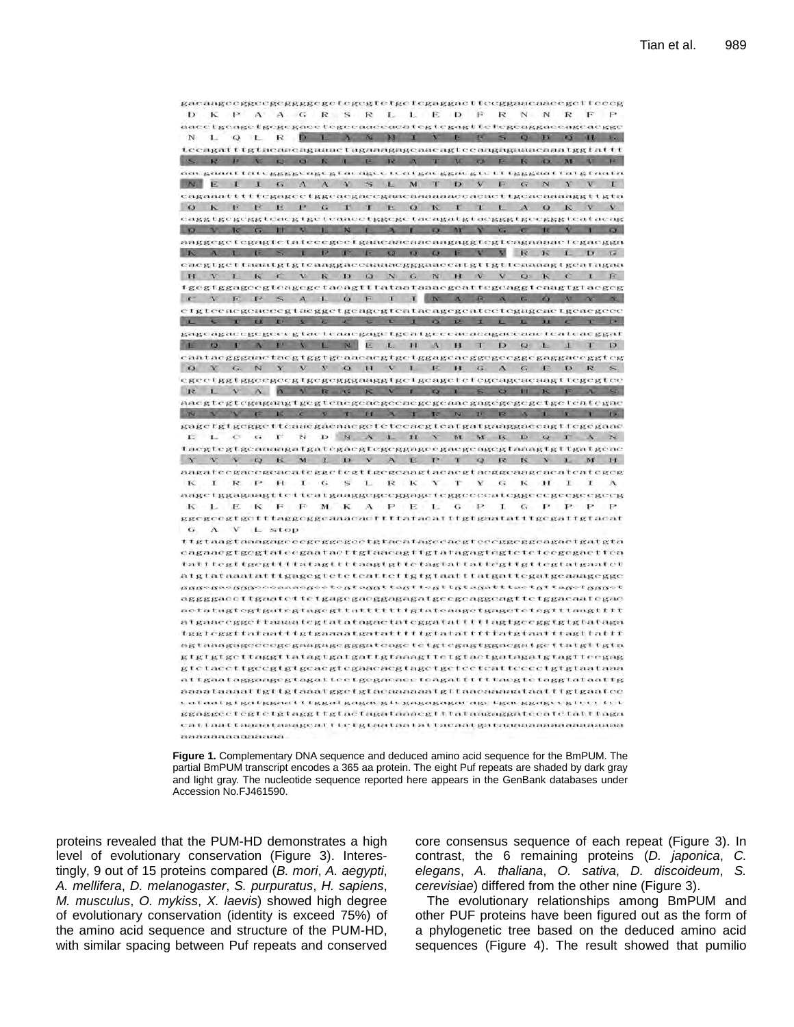**Figure 1.** Complementary DNA sequence and deduced amino acid sequence for the BmPUM. The partial BmPUM transcript encodes a 365 aa protein. The eight Puf repeats are shaded by dark gray and light gray. The nucleotide sequence reported here appears in the GenBank databases under Accession No.FJ461590.

proteins revealed that the PUM-HD demonstrates a high level of evolutionary conservation (Figure 3). Interestingly, 9 out of 15 proteins compared (*B. mori*, *A. aegypti*, *A. mellifera*, *D. melanogaster*, *S. purpuratus*, *H. sapiens*, *M. musculus*, *O. mykiss*, *X. laevis*) showed high degree of evolutionary conservation (identity is exceed 75%) of the amino acid sequence and structure of the PUM-HD, with similar spacing between Puf repeats and conserved core consensus sequence of each repeat (Figure 3). In contrast, the 6 remaining proteins (*D. japonica*, *C. elegans*, *A. thaliana*, *O. sativa*, *D. discoideum*, *S. cerevisiae*) differed from the other nine (Figure 3).

The evolutionary relationships among BmPUM and other PUF proteins have been figured out as the form of a phylogenetic tree based on the deduced amino acid sequences (Figure 4). The result showed that pumilio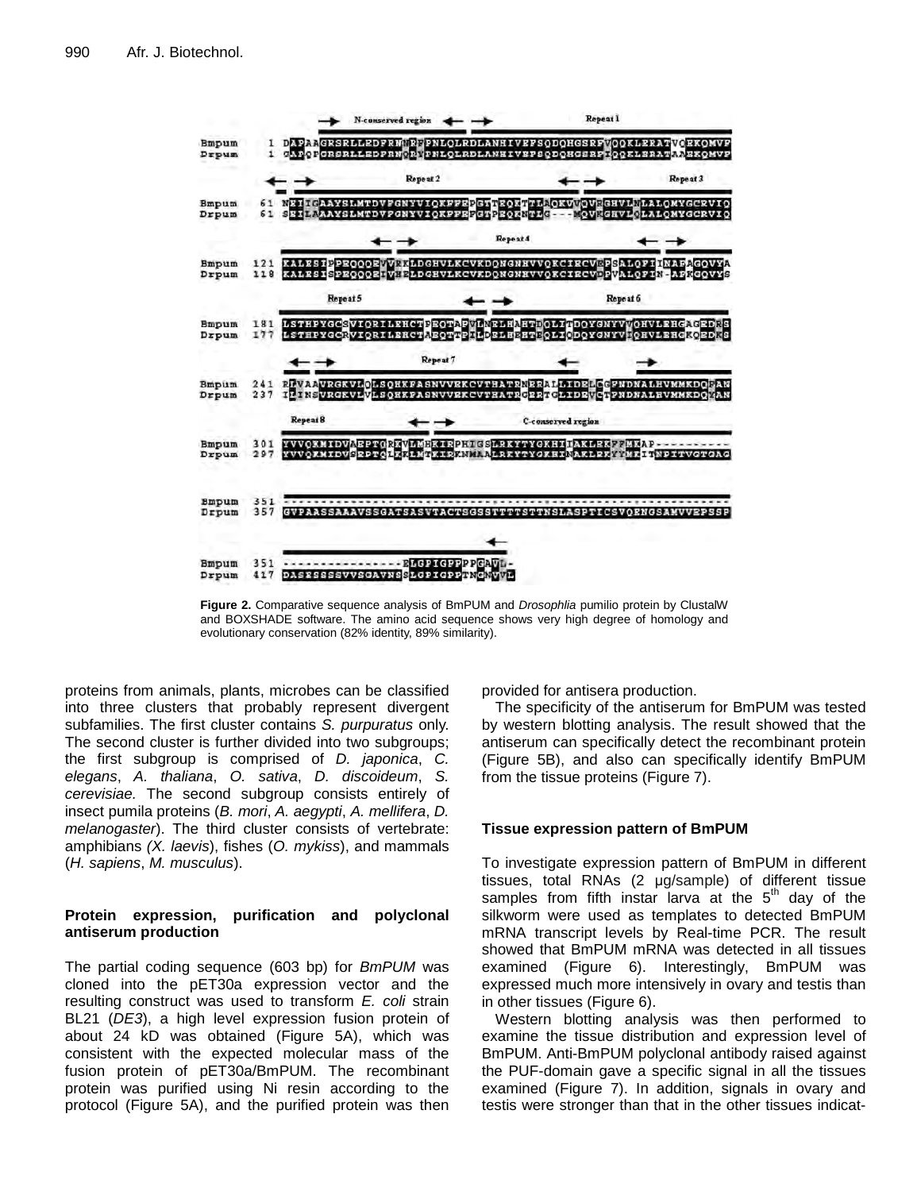**Figure 2.** Comparative sequence analysis of BmPUM and *Drosophlia* pumilio protein by ClustalW and BOXSHADE software. The amino acid sequence shows very high degree of homology and evolutionary conservation (82% identity, 89% similarity).

proteins from animals, plants, microbes can be classified into three clusters that probably represent divergent subfamilies. The first cluster contains *S. purpuratus* only. The second cluster is further divided into two subgroups; the first subgroup is comprised of *D. japonica*, *C. elegans*, *A. thaliana*, *O. sativa*, *D. discoideum*, *S. cerevisiae.* The second subgroup consists entirely of insect pumila proteins (*B. mori*, *A. aegypti*, *A. mellifera*, *D. melanogaster*). The third cluster consists of vertebrate: amphibians *(X. laevis*), fishes (*O. mykiss*), and mammals (*H. sapiens*, *M. musculus*).

### Protein expression, purification and polyclonal antiserum production

The partial coding sequence (603 bp) for *BmPUM* was cloned into the pET30a expression vector and the resulting construct was used to transform *E. coli* strain BL21 (*DE3*), a high level expression fusion protein of about 24 kD was obtained (Figure 5A), which was consistent with the expected molecular mass of the fusion protein of pET30a/BmPUM. The recombinant protein was purified using Ni resin according to the protocol (Figure 5A), and the purified protein was then provided for antisera production.

The specificity of the antiserum for BmPUM was tested by western blotting analysis. The result showed that the antiserum can specifically detect the recombinant protein (Figure 5B), and also can specifically identify BmPUM from the tissue proteins (Figure 7).

### Tissue expression pattern of BmPUM

To investigate expression pattern of BmPUM in different tissues, total RNAs (2 μg/sample) of different tissue samples from fifth instar larva at the 5th day of the silkworm were used as templates to detected BmPUM mRNA transcript levels by Real-time PCR. The result showed that BmPUM mRNA was detected in all tissues examined (Figure 6). Interestingly, BmPUM was expressed much more intensively in ovary and testis than in other tissues (Figure 6).

Western blotting analysis was then performed to examine the tissue distribution and expression level of BmPUM. Anti-BmPUM polyclonal antibody raised against the PUF-domain gave a specific signal in all the tissues examined (Figure 7). In addition, signals in ovary and testis were stronger than that in the other tissues indicat-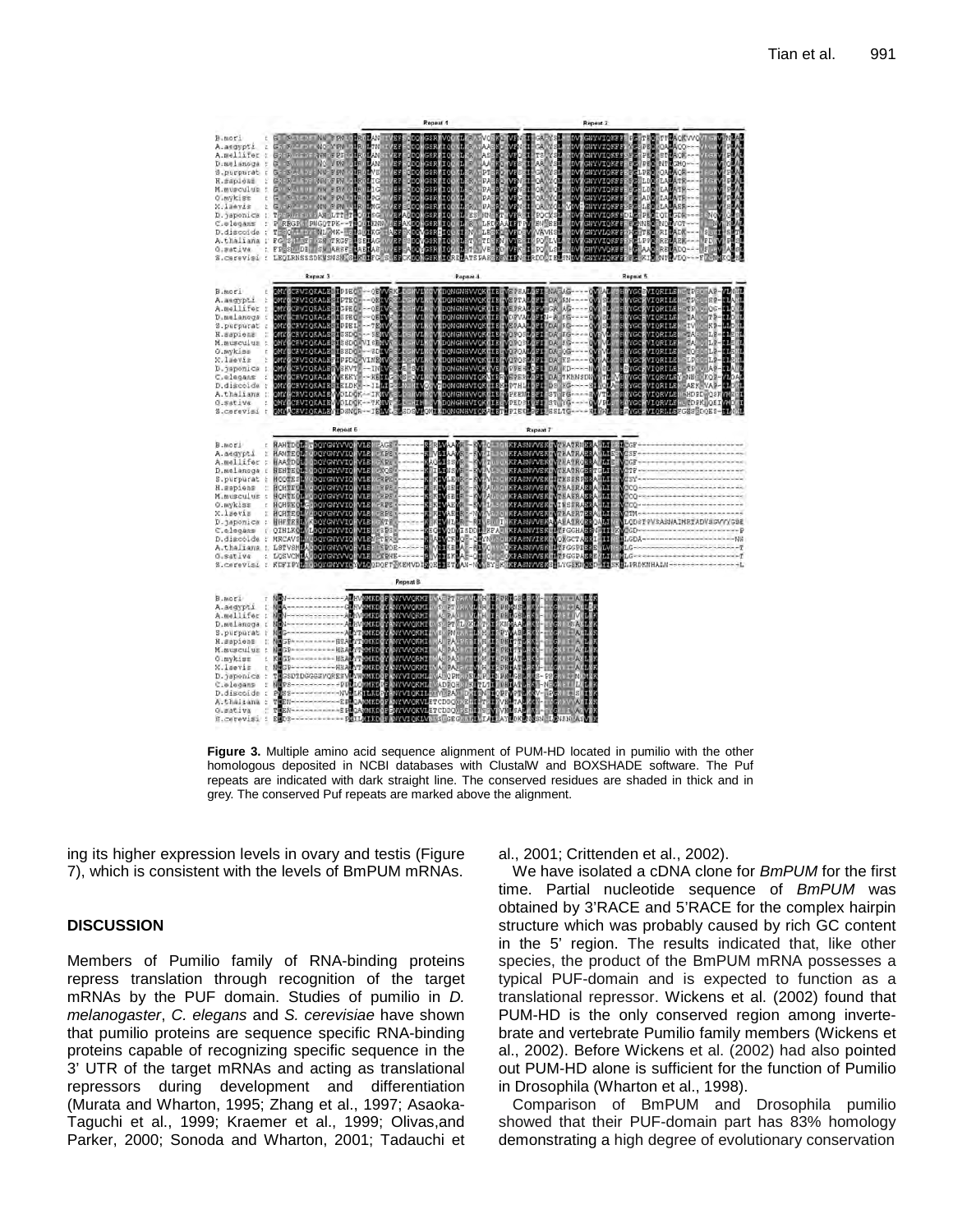**Figure 3.** Multiple amino acid sequence alignment of PUM-HD located in pumilio with the other homologous deposited in NCBI databases with ClustalW and BOXSHADE software. The Puf repeats are indicated with dark straight line. The conserved residues are shaded in thick and in grey. The conserved Puf repeats are marked above the alignment.

ing its higher expression levels in ovary and testis (Figure 7), which is consistent with the levels of BmPUM mRNAs.

## DISCUSSION

Members of Pumilio family of RNA-binding proteins repress translation through recognition of the target mRNAs by the PUF domain. Studies of pumilio in *D. melanogaster*, *C. elegans* and *S. cerevisiae* have shown that pumilio proteins are sequence specific RNA-binding proteins capable of recognizing specific sequence in the 3' UTR of the target mRNAs and acting as translational repressors during development and differentiation (Murata and Wharton, 1995; Zhang et al., 1997; Asaoka-Taguchi et al., 1999; Kraemer et al., 1999; Olivas,and Parker, 2000; Sonoda and Wharton, 2001; Tadauchi et al., 2001; Crittenden et al., 2002).

We have isolated a cDNA clone for *BmPUM* for the first time. Partial nucleotide sequence of *BmPUM* was obtained by 3'RACE and 5'RACE for the complex hairpin structure which was probably caused by rich GC content in the 5' region. The results indicated that, like other species, the product of the BmPUM mRNA possesses a typical PUF-domain and is expected to function as a translational repressor. Wickens et al. (2002) found that PUM-HD is the only conserved region among invertebrate and vertebrate Pumilio family members (Wickens et al., 2002). Before Wickens et al. (2002) had also pointed out PUM-HD alone is sufficient for the function of Pumilio in Drosophila (Wharton et al., 1998).

Comparison of BmPUM and Drosophila pumilio showed that their PUF-domain part has 83% homology demonstrating a high degree of evolutionary conservation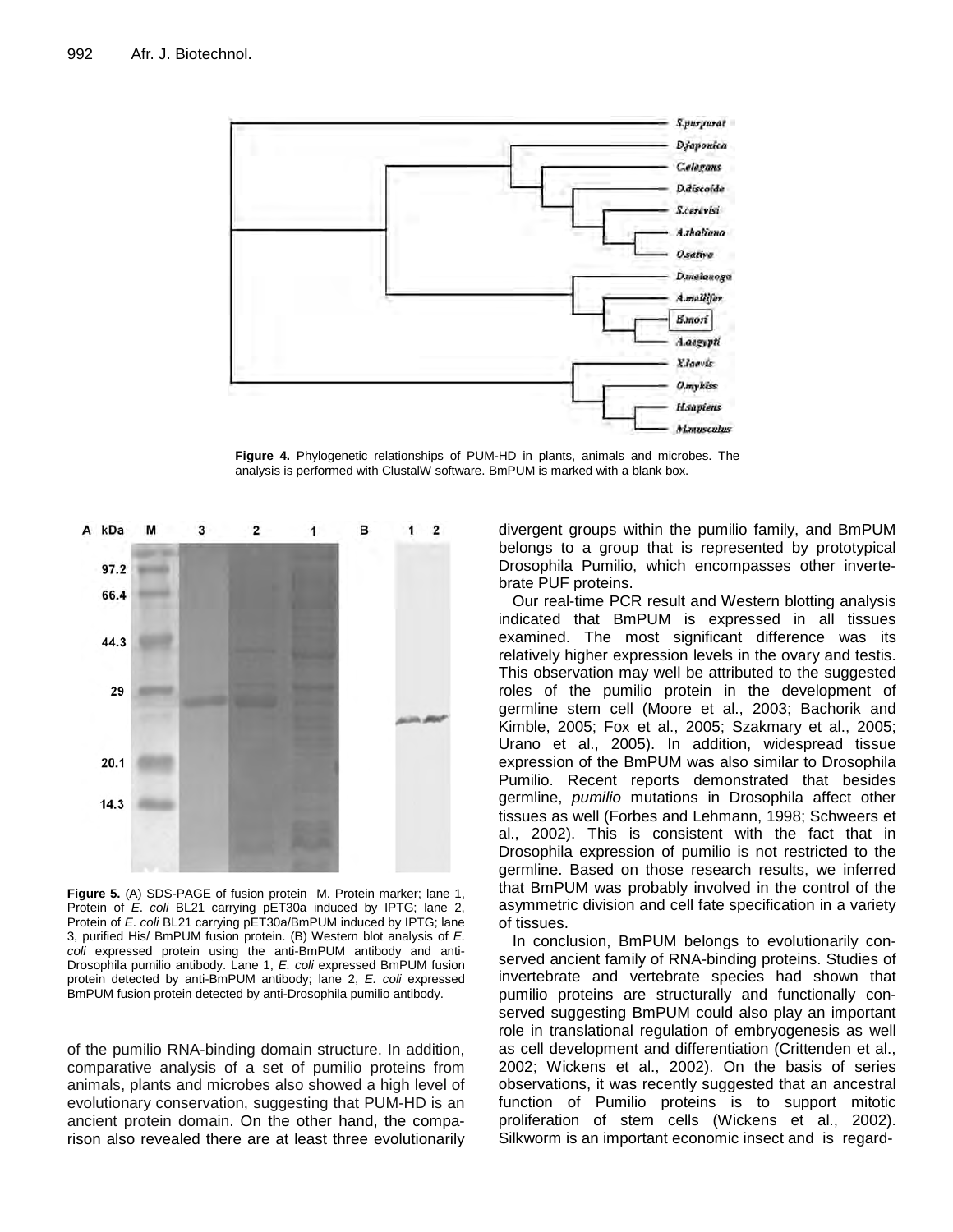**Figure 4.** Phylogenetic relationships of PUM-HD in plants, animals and microbes. The analysis is performed with ClustalW software. BmPUM is marked with a blank box.

**Figure 5.** (A) SDS-PAGE of fusion protein M. Protein marker; lane 1, Protein of *E. coli* BL21 carrying pET30a induced by IPTG; lane 2, Protein of *E. coli* BL21 carrying pET30a/BmPUM induced by IPTG; lane 3, purified His/ BmPUM fusion protein. (B) Western blot analysis of *E. coli* expressed protein using the anti-BmPUM antibody and anti-Drosophila pumilio antibody. Lane 1, *E. coli* expressed BmPUM fusion protein detected by anti-BmPUM antibody; lane 2, *E. coli* expressed BmPUM fusion protein detected by anti-Drosophila pumilio antibody.

of the pumilio RNA-binding domain structure. In addition, comparative analysis of a set of pumilio proteins from animals, plants and microbes also showed a high level of evolutionary conservation, suggesting that PUM-HD is an ancient protein domain. On the other hand, the comparison also revealed there are at least three evolutionarily divergent groups within the pumilio family, and BmPUM belongs to a group that is represented by prototypical Drosophila Pumilio, which encompasses other invertebrate PUF proteins.

Our real-time PCR result and Western blotting analysis indicated that BmPUM is expressed in all tissues examined. The most significant difference was its relatively higher expression levels in the ovary and testis. This observation may well be attributed to the suggested roles of the pumilio protein in the development of germline stem cell (Moore et al., 2003; Bachorik and Kimble, 2005; Fox et al., 2005; Szakmary et al., 2005; Urano et al., 2005). In addition, widespread tissue expression of the BmPUM was also similar to Drosophila Pumilio. Recent reports demonstrated that besides germline, *pumilio* mutations in Drosophila affect other tissues as well (Forbes and Lehmann, 1998; Schweers et al., 2002). This is consistent with the fact that in Drosophila expression of pumilio is not restricted to the germline. Based on those research results, we inferred that BmPUM was probably involved in the control of the asymmetric division and cell fate specification in a variety of tissues.

In conclusion, BmPUM belongs to evolutionarily conserved ancient family of RNA-binding proteins. Studies of invertebrate and vertebrate species had shown that pumilio proteins are structurally and functionally conserved suggesting BmPUM could also play an important role in translational regulation of embryogenesis as well as cell development and differentiation (Crittenden et al., 2002; Wickens et al., 2002). On the basis of series observations, it was recently suggested that an ancestral function of Pumilio proteins is to support mitotic proliferation of stem cells (Wickens et al., 2002). Silkworm is an important economic insect and is regard-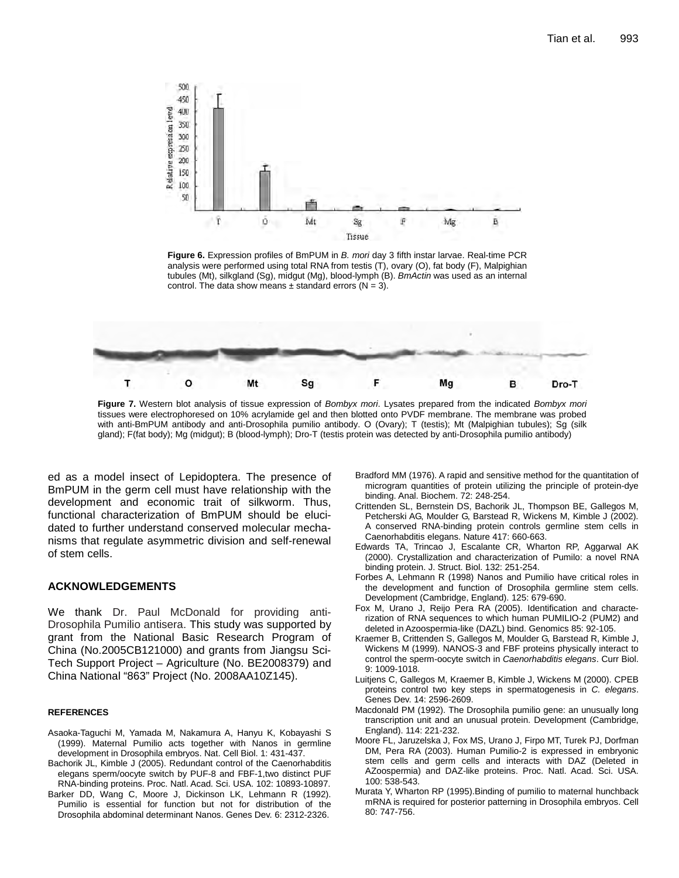**Figure 6.** Expression profiles of BmPUM in *B. mori* day 3 fifth instar larvae. Real-time PCR analysis were performed using total RNA from testis (T), ovary (O), fat body (F), Malpighian tubules (Mt), silkgland (Sg), midgut (Mg), blood-lymph (B). *BmActin* was used as an internal control. The data show means ± standard errors (N = 3).

**Figure 7.** Western blot analysis of tissue expression of *Bombyx mori*. Lysates prepared from the indicated *Bombyx mori* tissues were electrophoresed on 10% acrylamide gel and then blotted onto PVDF membrane. The membrane was probed with anti-BmPUM antibody and anti-Drosophila pumilio antibody. O (Ovary); T (testis); Mt (Malpighian tubules); Sg (silk gland); F(fat body); Mg (midgut); B (blood-lymph); Dro-T (testis protein was detected by anti-Drosophila pumilio antibody)

ed as a model insect of Lepidoptera. The presence of BmPUM in the germ cell must have relationship with the development and economic trait of silkworm. Thus, functional characterization of BmPUM should be elucidated to further understand conserved molecular mechanisms that regulate asymmetric division and self-renewal of stem cells.

## ACKNOWLEDGEMENTS

We thank Dr. Paul McDonald for providing anti-Drosophila Pumilio antisera. This study was supported by grant from the National Basic Research Program of China (No.2005CB121000) and grants from Jiangsu Sci-Tech Support Project – Agriculture (No. BE2008379) and China National "863" Project (No. 2008AA10Z145).

## REFERENCES

Asaoka-Taguchi M, Yamada M, Nakamura A, Hanyu K, Kobayashi S (1999). Maternal Pumilio acts together with Nanos in germline development in Drosophila embryos. Nat. Cell Biol. 1: 431-437.

Bachorik JL, Kimble J (2005). Redundant control of the Caenorhabditis elegans sperm/oocyte switch by PUF-8 and FBF-1,two distinct PUF RNA-binding proteins. Proc. Natl. Acad. Sci. USA. 102: 10893-10897.

Barker DD, Wang C, Moore J, Dickinson LK, Lehmann R (1992). Pumilio is essential for function but not for distribution of the Drosophila abdominal determinant Nanos. Genes Dev. 6: 2312-2326.

Bradford MM (1976). A rapid and sensitive method for the quantitation of microgram quantities of protein utilizing the principle of protein-dye binding. Anal. Biochem. 72: 248-254.

Crittenden SL, Bernstein DS, Bachorik JL, Thompson BE, Gallegos M, Petcherski AG, Moulder G, Barstead R, Wickens M, Kimble J (2002). A conserved RNA-binding protein controls germline stem cells in Caenorhabditis elegans. Nature 417: 660-663.

Edwards TA, Trincao J, Escalante CR, Wharton RP, Aggarwal AK (2000). Crystallization and characterization of Pumilo: a novel RNA binding protein. J. Struct. Biol. 132: 251-254.

Forbes A, Lehmann R (1998) Nanos and Pumilio have critical roles in the development and function of Drosophila germline stem cells. Development (Cambridge, England). 125: 679-690.

Fox M, Urano J, Reijo Pera RA (2005). Identification and characterization of RNA sequences to which human PUMILIO-2 (PUM2) and deleted in Azoospermia-like (DAZL) bind. Genomics 85: 92-105.

Kraemer B, Crittenden S, Gallegos M, Moulder G, Barstead R, Kimble J, Wickens M (1999). NANOS-3 and FBF proteins physically interact to control the sperm-oocyte switch in *Caenorhabditis elegans*. Curr Biol. 9: 1009-1018.

Luitjens C, Gallegos M, Kraemer B, Kimble J, Wickens M (2000). CPEB proteins control two key steps in spermatogenesis in *C. elegans*. Genes Dev. 14: 2596-2609.

Macdonald PM (1992). The Drosophila pumilio gene: an unusually long transcription unit and an unusual protein. Development (Cambridge, England). 114: 221-232.

Moore FL, Jaruzelska J, Fox MS, Urano J, Firpo MT, Turek PJ, Dorfman DM, Pera RA (2003). Human Pumilio-2 is expressed in embryonic stem cells and germ cells and interacts with DAZ (Deleted in AZoospermia) and DAZ-like proteins. Proc. Natl. Acad. Sci. USA. 100: 538-543.

Murata Y, Wharton RP (1995).Binding of pumilio to maternal hunchback mRNA is required for posterior patterning in Drosophila embryos. Cell 80: 747-756.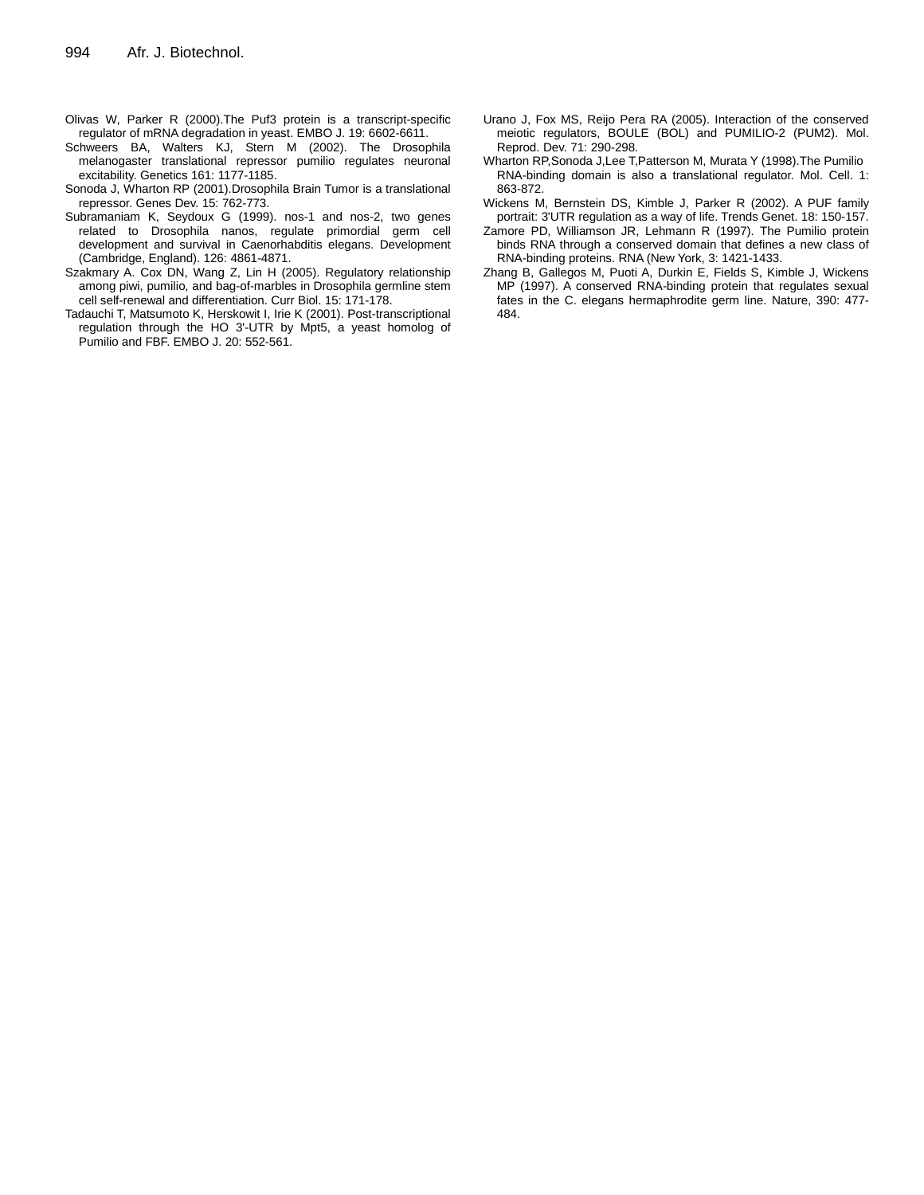Olivas W, Parker R (2000).The Puf3 protein is a transcript-specific regulator of mRNA degradation in yeast. EMBO J. 19: 6602-6611.

Schweers BA, Walters KJ, Stern M (2002). The Drosophila melanogaster translational repressor pumilio regulates neuronal excitability. Genetics 161: 1177-1185.

Sonoda J, Wharton RP (2001).Drosophila Brain Tumor is a translational repressor. Genes Dev. 15: 762-773.

Subramaniam K, Seydoux G (1999). nos-1 and nos-2, two genes related to Drosophila nanos, regulate primordial germ cell development and survival in Caenorhabditis elegans. Development (Cambridge, England). 126: 4861-4871.

Szakmary A. Cox DN, Wang Z, Lin H (2005). Regulatory relationship among piwi, pumilio, and bag-of-marbles in Drosophila germline stem cell self-renewal and differentiation. Curr Biol. 15: 171-178.

Tadauchi T, Matsumoto K, Herskowit I, Irie K (2001). Post-transcriptional regulation through the HO 3'-UTR by Mpt5, a yeast homolog of Pumilio and FBF. EMBO J. 20: 552-561.

Urano J, Fox MS, Reijo Pera RA (2005). Interaction of the conserved meiotic regulators, BOULE (BOL) and PUMILIO-2 (PUM2). Mol. Reprod. Dev. 71: 290-298.

Wharton RP,Sonoda J,Lee T,Patterson M, Murata Y (1998).The Pumilio RNA-binding domain is also a translational regulator. Mol. Cell. 1: 863-872.

Wickens M, Bernstein DS, Kimble J, Parker R (2002). A PUF family portrait: 3'UTR regulation as a way of life. Trends Genet. 18: 150-157.

Zamore PD, Williamson JR, Lehmann R (1997). The Pumilio protein binds RNA through a conserved domain that defines a new class of RNA-binding proteins. RNA (New York, 3: 1421-1433.

Zhang B, Gallegos M, Puoti A, Durkin E, Fields S, Kimble J, Wickens MP (1997). A conserved RNA-binding protein that regulates sexual fates in the C. elegans hermaphrodite germ line. Nature, 390: 477-484.